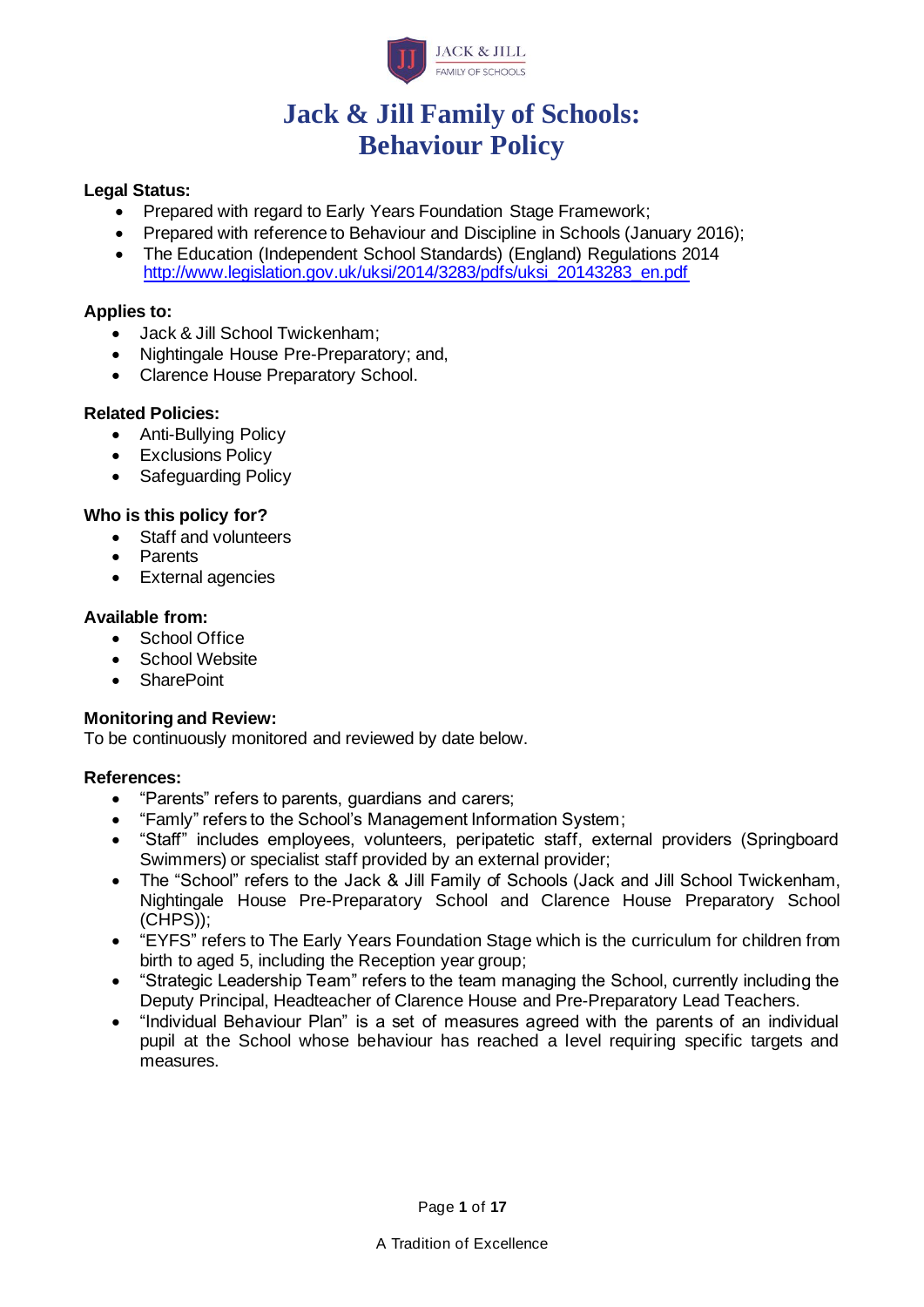# Jack & Jill Family of Schools:
# Behaviour Policy

**Legal Status:**

- Prepared with regard to Early Years Foundation Stage Framework;
- Prepared with reference to Behaviour and Discipline in Schools (January 2016);
- The Education (Independent School Standards) (England) Regulations 2014 http://www.legislation.gov.uk/uksi/2014/3283/pdfs/uksi_20143283_en.pdf

**Applies to:**

- Jack & Jill School Twickenham;
- Nightingale House Pre-Preparatory; and,
- Clarence House Preparatory School.

**Related Policies:**

- Anti-Bullying Policy
- Exclusions Policy
- Safeguarding Policy

**Who is this policy for?**

- Staff and volunteers
- Parents
- External agencies

**Available from:**

- School Office
- School Website
- SharePoint

**Monitoring and Review:**

To be continuously monitored and reviewed by date below.

**References:**

- "Parents" refers to parents, guardians and carers;
- "Famly" refers to the School's Management Information System;
- "Staff" includes employees, volunteers, peripatetic staff, external providers (Springboard Swimmers) or specialist staff provided by an external provider;
- The "School" refers to the Jack & Jill Family of Schools (Jack and Jill School Twickenham, Nightingale House Pre-Preparatory School and Clarence House Preparatory School (CHPS));
- "EYFS" refers to The Early Years Foundation Stage which is the curriculum for children from birth to aged 5, including the Reception year group;
- "Strategic Leadership Team" refers to the team managing the School, currently including the Deputy Principal, Headteacher of Clarence House and Pre-Preparatory Lead Teachers.
- "Individual Behaviour Plan" is a set of measures agreed with the parents of an individual pupil at the School whose behaviour has reached a level requiring specific targets and measures.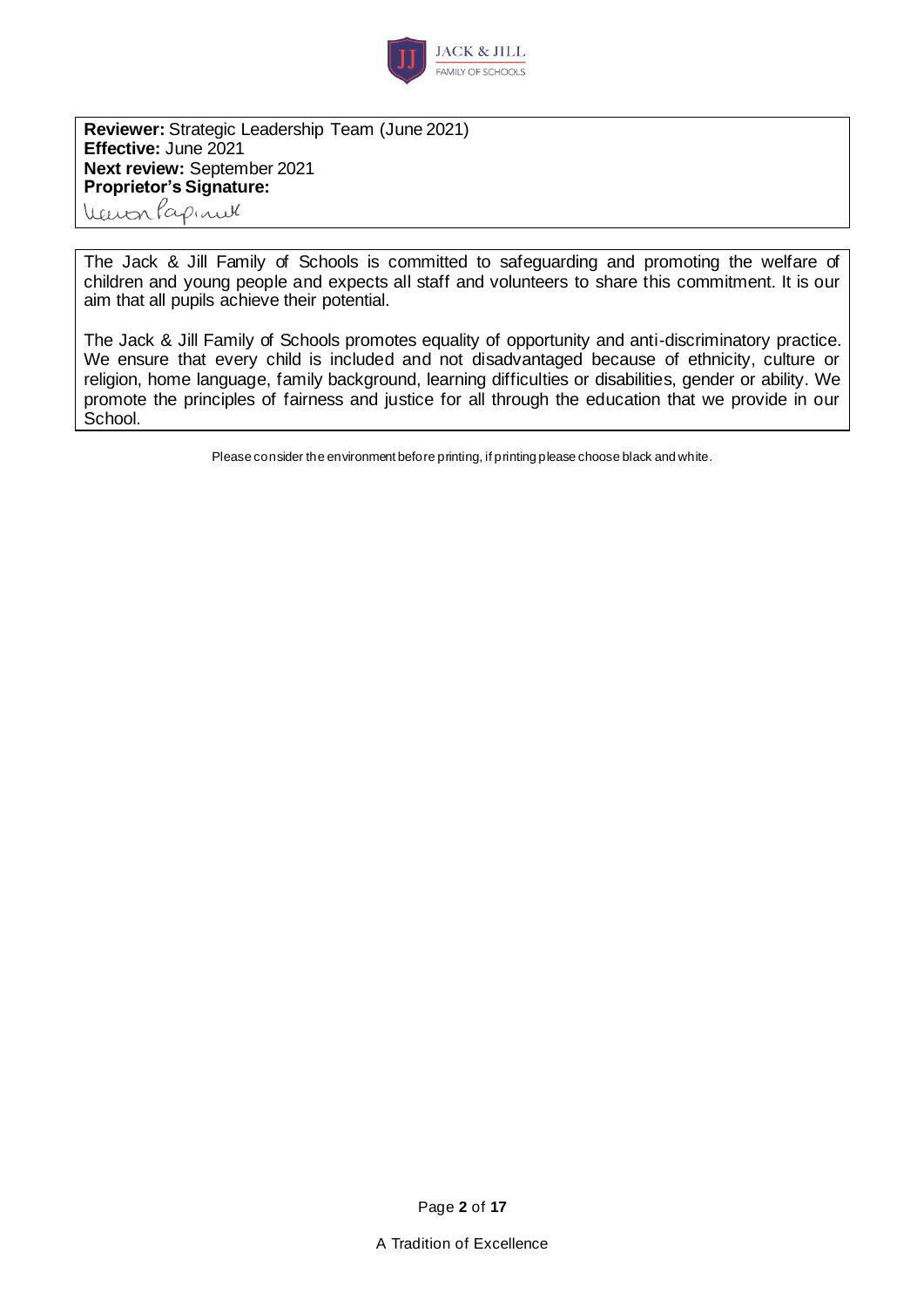**Reviewer:** Strategic Leadership Team (June 2021)
**Effective:** June 2021
**Next review:** September 2021
**Proprietor's Signature:**

The Jack & Jill Family of Schools is committed to safeguarding and promoting the welfare of children and young people and expects all staff and volunteers to share this commitment. It is our aim that all pupils achieve their potential.

The Jack & Jill Family of Schools promotes equality of opportunity and anti-discriminatory practice. We ensure that every child is included and not disadvantaged because of ethnicity, culture or religion, home language, family background, learning difficulties or disabilities, gender or ability. We promote the principles of fairness and justice for all through the education that we provide in our School.

Please consider the environment before printing, if printing please choose black and white.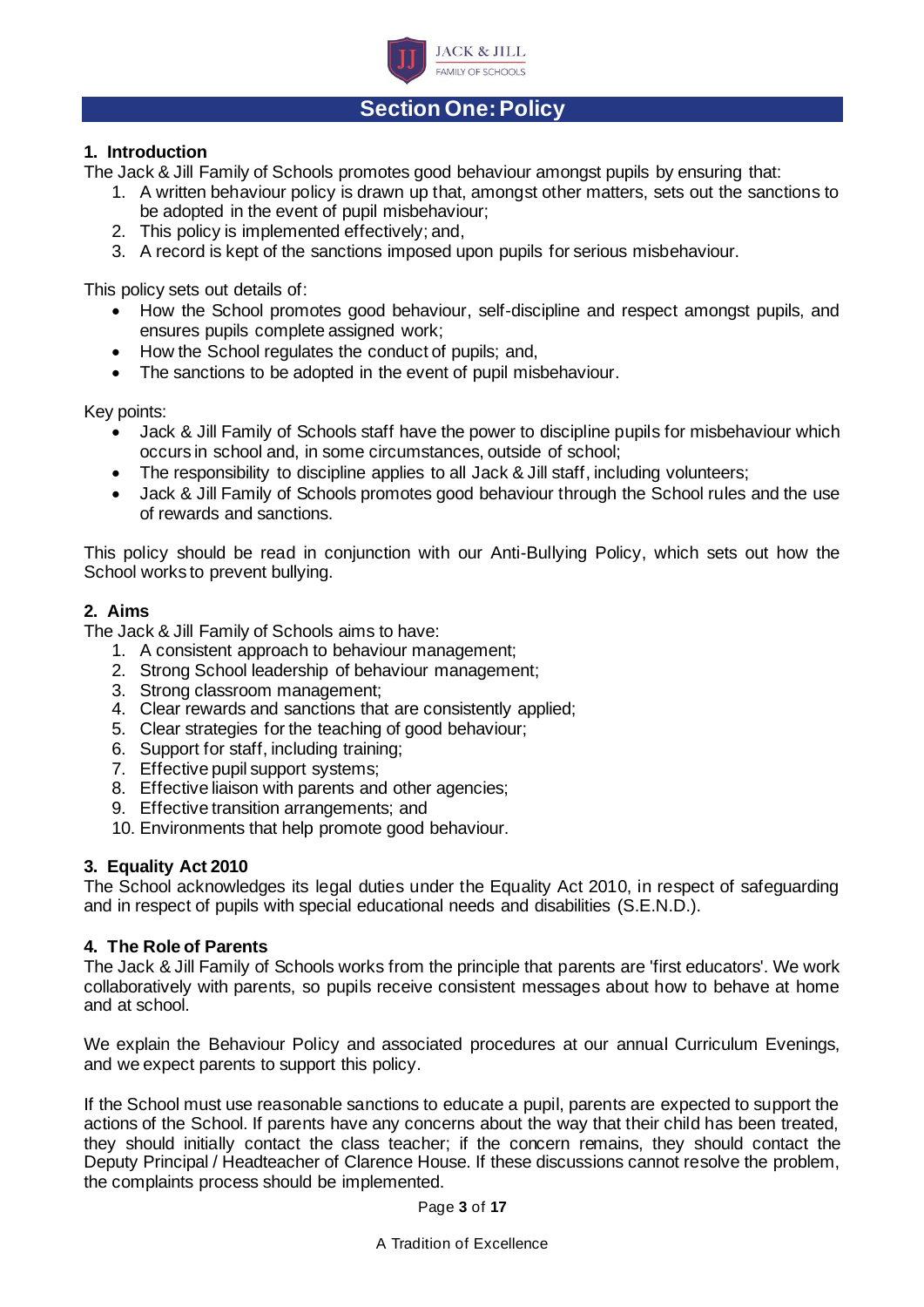# Section One: Policy

## 1. Introduction

The Jack & Jill Family of Schools promotes good behaviour amongst pupils by ensuring that:

1. A written behaviour policy is drawn up that, amongst other matters, sets out the sanctions to be adopted in the event of pupil misbehaviour;
2. This policy is implemented effectively; and,
3. A record is kept of the sanctions imposed upon pupils for serious misbehaviour.

This policy sets out details of:

- How the School promotes good behaviour, self-discipline and respect amongst pupils, and ensures pupils complete assigned work;
- How the School regulates the conduct of pupils; and,
- The sanctions to be adopted in the event of pupil misbehaviour.

Key points:

- Jack & Jill Family of Schools staff have the power to discipline pupils for misbehaviour which occurs in school and, in some circumstances, outside of school;
- The responsibility to discipline applies to all Jack & Jill staff, including volunteers;
- Jack & Jill Family of Schools promotes good behaviour through the School rules and the use of rewards and sanctions.

This policy should be read in conjunction with our Anti-Bullying Policy, which sets out how the School works to prevent bullying.

## 2. Aims

The Jack & Jill Family of Schools aims to have:

1. A consistent approach to behaviour management;
2. Strong School leadership of behaviour management;
3. Strong classroom management;
4. Clear rewards and sanctions that are consistently applied;
5. Clear strategies for the teaching of good behaviour;
6. Support for staff, including training;
7. Effective pupil support systems;
8. Effective liaison with parents and other agencies;
9. Effective transition arrangements; and
10. Environments that help promote good behaviour.

## 3. Equality Act 2010

The School acknowledges its legal duties under the Equality Act 2010, in respect of safeguarding and in respect of pupils with special educational needs and disabilities (S.E.N.D.).

## 4. The Role of Parents

The Jack & Jill Family of Schools works from the principle that parents are 'first educators'. We work collaboratively with parents, so pupils receive consistent messages about how to behave at home and at school.

We explain the Behaviour Policy and associated procedures at our annual Curriculum Evenings, and we expect parents to support this policy.

If the School must use reasonable sanctions to educate a pupil, parents are expected to support the actions of the School. If parents have any concerns about the way that their child has been treated, they should initially contact the class teacher; if the concern remains, they should contact the Deputy Principal / Headteacher of Clarence House. If these discussions cannot resolve the problem, the complaints process should be implemented.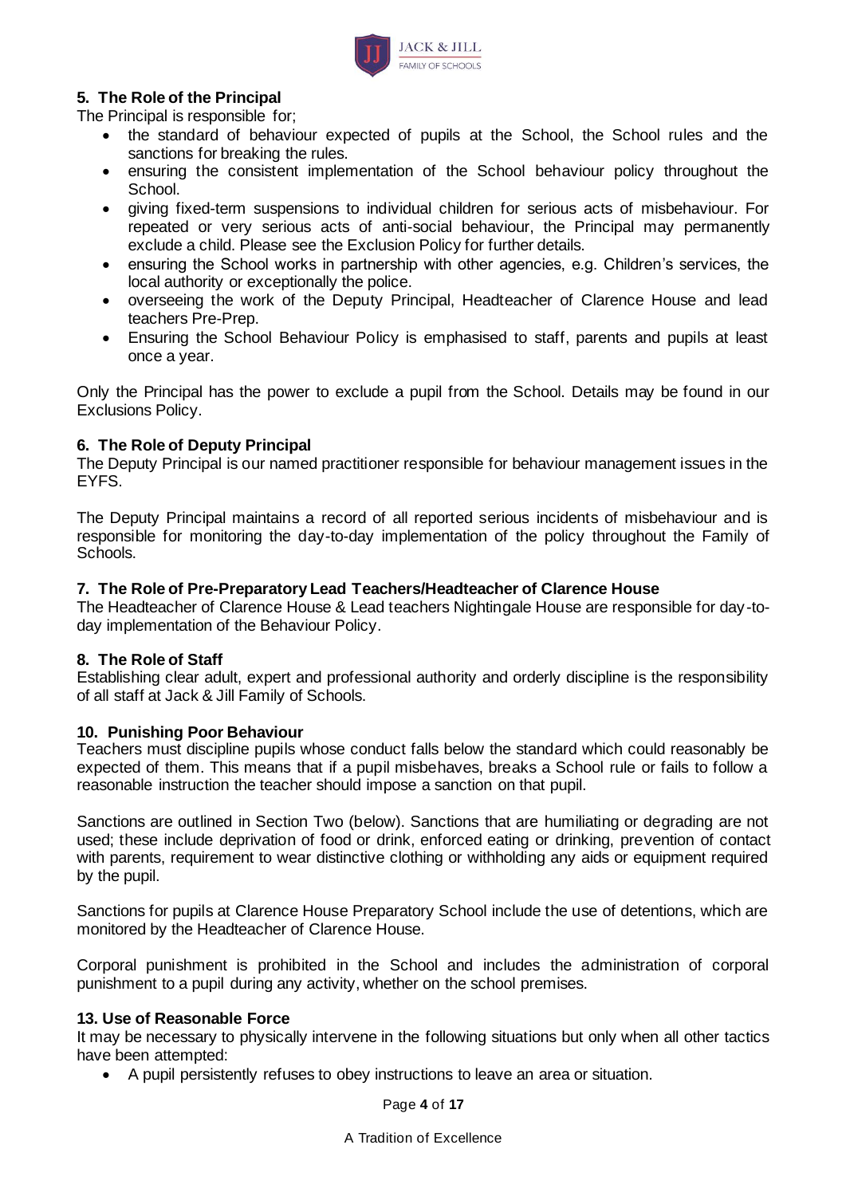### 5. The Role of the Principal

The Principal is responsible for;

- the standard of behaviour expected of pupils at the School, the School rules and the sanctions for breaking the rules.
- ensuring the consistent implementation of the School behaviour policy throughout the School.
- giving fixed-term suspensions to individual children for serious acts of misbehaviour. For repeated or very serious acts of anti-social behaviour, the Principal may permanently exclude a child. Please see the Exclusion Policy for further details.
- ensuring the School works in partnership with other agencies, e.g. Children's services, the local authority or exceptionally the police.
- overseeing the work of the Deputy Principal, Headteacher of Clarence House and lead teachers Pre-Prep.
- Ensuring the School Behaviour Policy is emphasised to staff, parents and pupils at least once a year.

Only the Principal has the power to exclude a pupil from the School. Details may be found in our Exclusions Policy.

### 6. The Role of Deputy Principal

The Deputy Principal is our named practitioner responsible for behaviour management issues in the EYFS.

The Deputy Principal maintains a record of all reported serious incidents of misbehaviour and is responsible for monitoring the day-to-day implementation of the policy throughout the Family of Schools.

### 7. The Role of Pre-Preparatory Lead Teachers/Headteacher of Clarence House

The Headteacher of Clarence House & Lead teachers Nightingale House are responsible for day-to-day implementation of the Behaviour Policy.

### 8. The Role of Staff

Establishing clear adult, expert and professional authority and orderly discipline is the responsibility of all staff at Jack & Jill Family of Schools.

### 10. Punishing Poor Behaviour

Teachers must discipline pupils whose conduct falls below the standard which could reasonably be expected of them. This means that if a pupil misbehaves, breaks a School rule or fails to follow a reasonable instruction the teacher should impose a sanction on that pupil.

Sanctions are outlined in Section Two (below). Sanctions that are humiliating or degrading are not used; these include deprivation of food or drink, enforced eating or drinking, prevention of contact with parents, requirement to wear distinctive clothing or withholding any aids or equipment required by the pupil.

Sanctions for pupils at Clarence House Preparatory School include the use of detentions, which are monitored by the Headteacher of Clarence House.

Corporal punishment is prohibited in the School and includes the administration of corporal punishment to a pupil during any activity, whether on the school premises.

### 13. Use of Reasonable Force

It may be necessary to physically intervene in the following situations but only when all other tactics have been attempted:

- A pupil persistently refuses to obey instructions to leave an area or situation.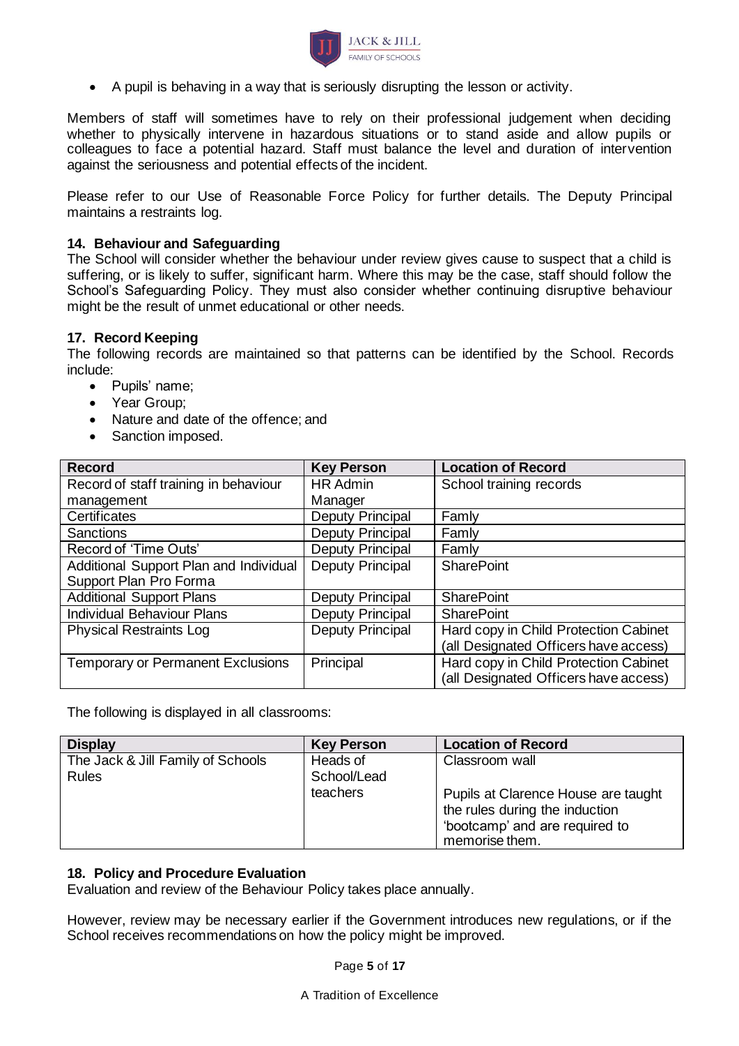- A pupil is behaving in a way that is seriously disrupting the lesson or activity.

Members of staff will sometimes have to rely on their professional judgement when deciding whether to physically intervene in hazardous situations or to stand aside and allow pupils or colleagues to face a potential hazard. Staff must balance the level and duration of intervention against the seriousness and potential effects of the incident.

Please refer to our Use of Reasonable Force Policy for further details. The Deputy Principal maintains a restraints log.

### 14. Behaviour and Safeguarding

The School will consider whether the behaviour under review gives cause to suspect that a child is suffering, or is likely to suffer, significant harm. Where this may be the case, staff should follow the School's Safeguarding Policy. They must also consider whether continuing disruptive behaviour might be the result of unmet educational or other needs.

### 17. Record Keeping

The following records are maintained so that patterns can be identified by the School. Records include:

- Pupils' name;
- Year Group;
- Nature and date of the offence; and
- Sanction imposed.

| Record | Key Person | Location of Record |
|---|---|---|
| Record of staff training in behaviour management | HR Admin Manager | School training records |
| Certificates | Deputy Principal | Famly |
| Sanctions | Deputy Principal | Famly |
| Record of 'Time Outs' | Deputy Principal | Famly |
| Additional Support Plan and Individual Support Plan Pro Forma | Deputy Principal | SharePoint |
| Additional Support Plans | Deputy Principal | SharePoint |
| Individual Behaviour Plans | Deputy Principal | SharePoint |
| Physical Restraints Log | Deputy Principal | Hard copy in Child Protection Cabinet (all Designated Officers have access) |
| Temporary or Permanent Exclusions | Principal | Hard copy in Child Protection Cabinet (all Designated Officers have access) |

The following is displayed in all classrooms:

| Display | Key Person | Location of Record |
|---|---|---|
| The Jack & Jill Family of Schools Rules | Heads of School/Lead teachers | Classroom wall<br><br>Pupils at Clarence House are taught the rules during the induction 'bootcamp' and are required to memorise them. |

### 18. Policy and Procedure Evaluation

Evaluation and review of the Behaviour Policy takes place annually.

However, review may be necessary earlier if the Government introduces new regulations, or if the School receives recommendations on how the policy might be improved.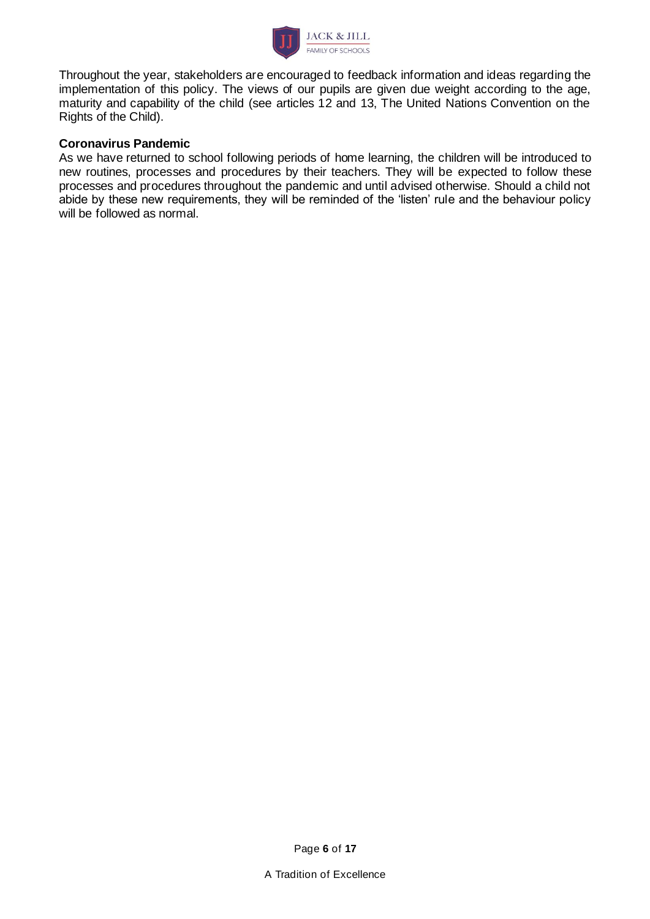Throughout the year, stakeholders are encouraged to feedback information and ideas regarding the implementation of this policy. The views of our pupils are given due weight according to the age, maturity and capability of the child (see articles 12 and 13, The United Nations Convention on the Rights of the Child).

**Coronavirus Pandemic**

As we have returned to school following periods of home learning, the children will be introduced to new routines, processes and procedures by their teachers. They will be expected to follow these processes and procedures throughout the pandemic and until advised otherwise. Should a child not abide by these new requirements, they will be reminded of the 'listen' rule and the behaviour policy will be followed as normal.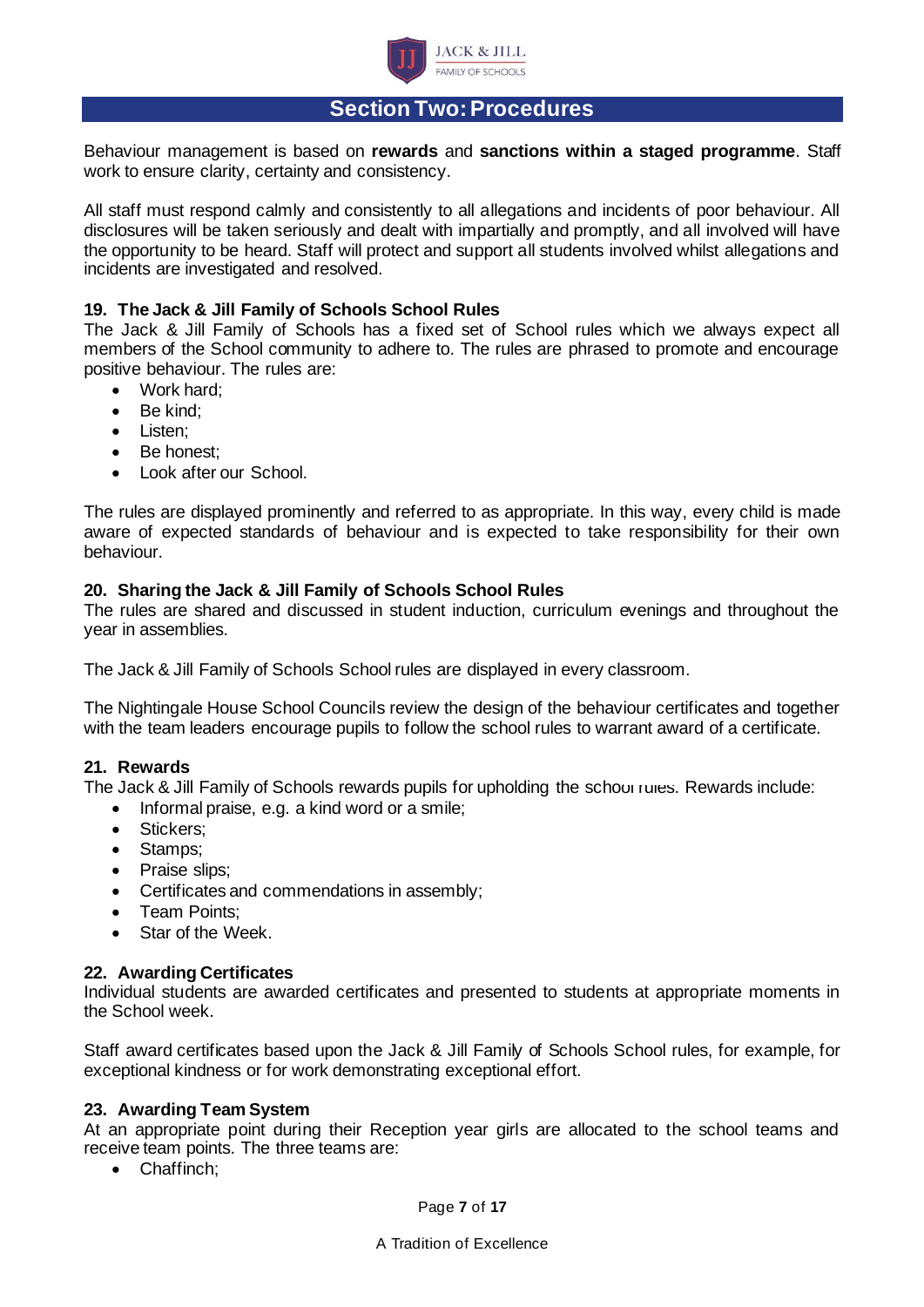## Section Two: Procedures

Behaviour management is based on **rewards** and **sanctions within a staged programme**. Staff work to ensure clarity, certainty and consistency.

All staff must respond calmly and consistently to all allegations and incidents of poor behaviour. All disclosures will be taken seriously and dealt with impartially and promptly, and all involved will have the opportunity to be heard. Staff will protect and support all students involved whilst allegations and incidents are investigated and resolved.

### 19. The Jack & Jill Family of Schools School Rules

The Jack & Jill Family of Schools has a fixed set of School rules which we always expect all members of the School community to adhere to. The rules are phrased to promote and encourage positive behaviour. The rules are:

- Work hard;
- Be kind;
- Listen;
- Be honest;
- Look after our School.

The rules are displayed prominently and referred to as appropriate. In this way, every child is made aware of expected standards of behaviour and is expected to take responsibility for their own behaviour.

### 20. Sharing the Jack & Jill Family of Schools School Rules

The rules are shared and discussed in student induction, curriculum evenings and throughout the year in assemblies.

The Jack & Jill Family of Schools School rules are displayed in every classroom.

The Nightingale House School Councils review the design of the behaviour certificates and together with the team leaders encourage pupils to follow the school rules to warrant award of a certificate.

### 21. Rewards

The Jack & Jill Family of Schools rewards pupils for upholding the school rules. Rewards include:

- Informal praise, e.g. a kind word or a smile;
- Stickers;
- Stamps;
- Praise slips;
- Certificates and commendations in assembly;
- Team Points;
- Star of the Week.

### 22. Awarding Certificates

Individual students are awarded certificates and presented to students at appropriate moments in the School week.

Staff award certificates based upon the Jack & Jill Family of Schools School rules, for example, for exceptional kindness or for work demonstrating exceptional effort.

### 23. Awarding Team System

At an appropriate point during their Reception year girls are allocated to the school teams and receive team points. The three teams are:

- Chaffinch;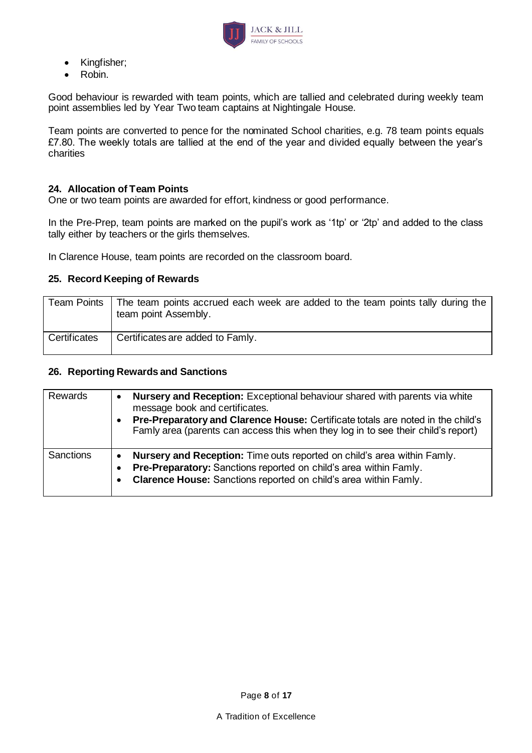- Kingfisher;
- Robin.

Good behaviour is rewarded with team points, which are tallied and celebrated during weekly team point assemblies led by Year Two team captains at Nightingale House.

Team points are converted to pence for the nominated School charities, e.g. 78 team points equals £7.80. The weekly totals are tallied at the end of the year and divided equally between the year's charities

## 24. Allocation of Team Points

One or two team points are awarded for effort, kindness or good performance.

In the Pre-Prep, team points are marked on the pupil's work as '1tp' or '2tp' and added to the class tally either by teachers or the girls themselves.

In Clarence House, team points are recorded on the classroom board.

## 25. Record Keeping of Rewards

| | |
|---|---|
| Team Points | The team points accrued each week are added to the team points tally during the team point Assembly. |
| Certificates | Certificates are added to Famly. |

## 26. Reporting Rewards and Sanctions

| | |
|---|---|
| Rewards | • **Nursery and Reception:** Exceptional behaviour shared with parents via white message book and certificates.<br>• **Pre-Preparatory and Clarence House:** Certificate totals are noted in the child's Famly area (parents can access this when they log in to see their child's report) |
| Sanctions | • **Nursery and Reception:** Time outs reported on child's area within Famly.<br>• **Pre-Preparatory:** Sanctions reported on child's area within Famly.<br>• **Clarence House:** Sanctions reported on child's area within Famly. |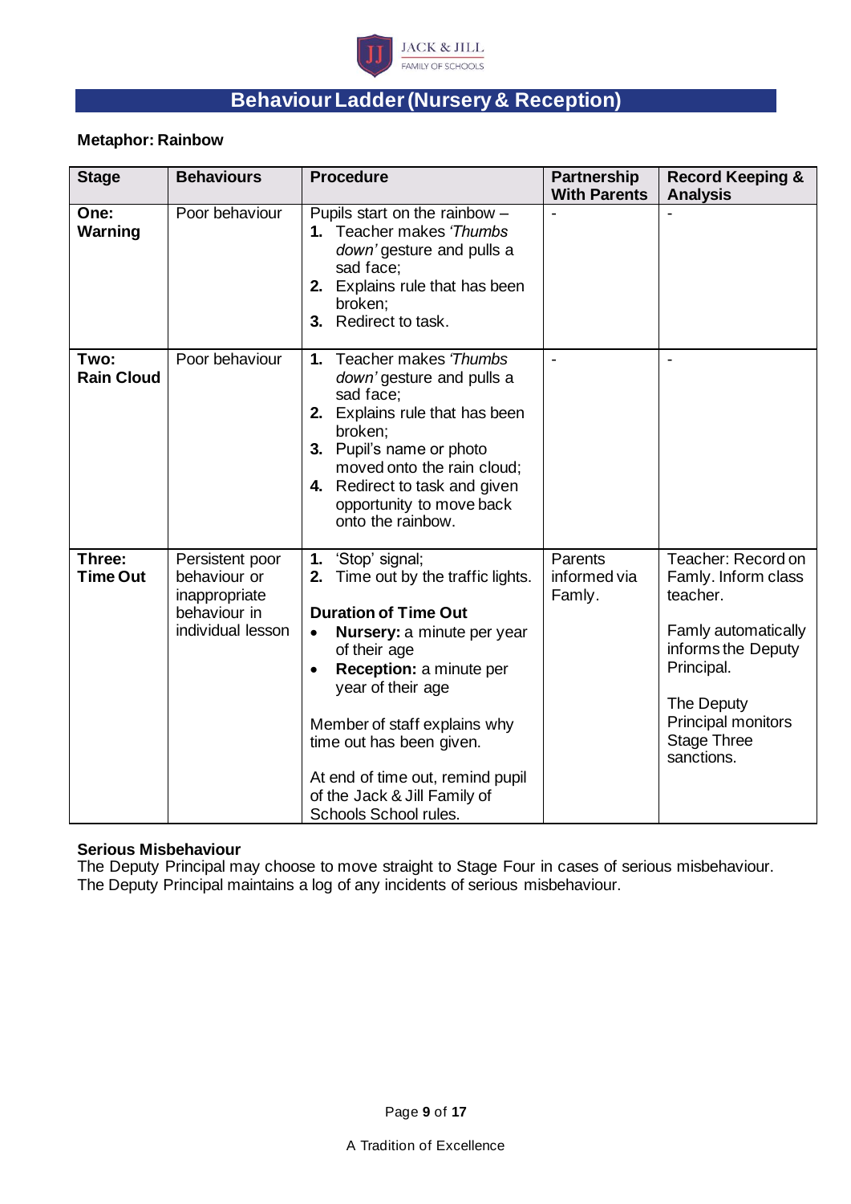# Behaviour Ladder (Nursery & Reception)

**Metaphor: Rainbow**

| Stage | Behaviours | Procedure | Partnership With Parents | Record Keeping & Analysis |
|---|---|---|---|---|
| **One: Warning** | Poor behaviour | Pupils start on the rainbow – **1.** Teacher makes *'Thumbs down'* gesture and pulls a sad face; **2.** Explains rule that has been broken; **3.** Redirect to task. | - | - |
| **Two: Rain Cloud** | Poor behaviour | **1.** Teacher makes *'Thumbs down'* gesture and pulls a sad face; **2.** Explains rule that has been broken; **3.** Pupil's name or photo moved onto the rain cloud; **4.** Redirect to task and given opportunity to move back onto the rainbow. | - | - |
| **Three: Time Out** | Persistent poor behaviour or inappropriate behaviour in individual lesson | **1.** 'Stop' signal; **2.** Time out by the traffic lights. **Duration of Time Out** • **Nursery:** a minute per year of their age • **Reception:** a minute per year of their age. Member of staff explains why time out has been given. At end of time out, remind pupil of the Jack & Jill Family of Schools School rules. | Parents informed via Famly. | Teacher: Record on Famly. Inform class teacher. Famly automatically informs the Deputy Principal. The Deputy Principal monitors Stage Three sanctions. |

**Serious Misbehaviour**
The Deputy Principal may choose to move straight to Stage Four in cases of serious misbehaviour. The Deputy Principal maintains a log of any incidents of serious misbehaviour.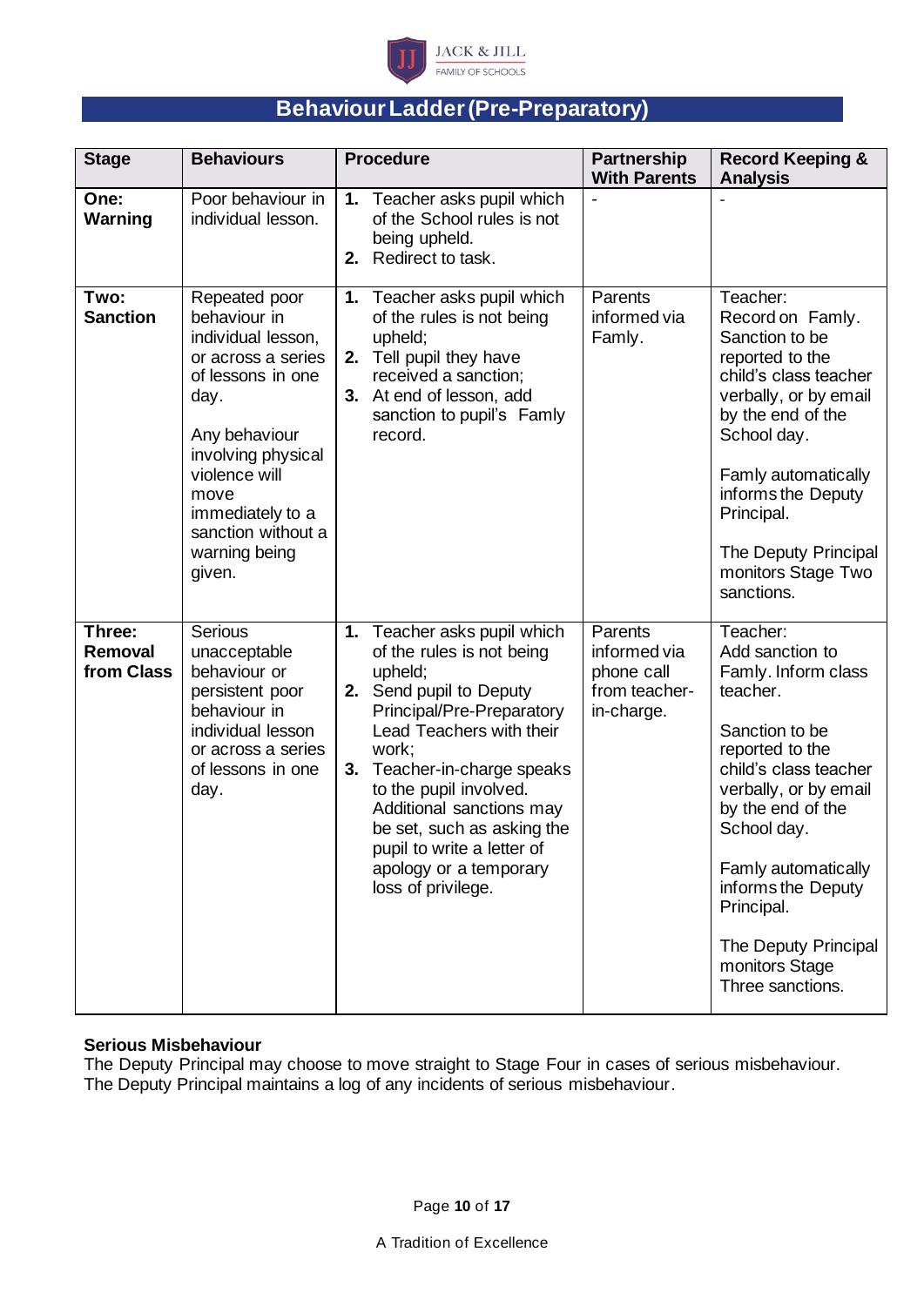## Behaviour Ladder (Pre-Preparatory)

| Stage | Behaviours | Procedure | Partnership With Parents | Record Keeping & Analysis |
|---|---|---|---|---|
| **One: Warning** | Poor behaviour in individual lesson. | **1.** Teacher asks pupil which of the School rules is not being upheld. **2.** Redirect to task. | - | - |
| **Two: Sanction** | Repeated poor behaviour in individual lesson, or across a series of lessons in one day. Any behaviour involving physical violence will move immediately to a sanction without a warning being given. | **1.** Teacher asks pupil which of the rules is not being upheld; **2.** Tell pupil they have received a sanction; **3.** At end of lesson, add sanction to pupil's Famly record. | Parents informed via Famly. | Teacher: Record on Famly. Sanction to be reported to the child's class teacher verbally, or by email by the end of the School day. Famly automatically informs the Deputy Principal. The Deputy Principal monitors Stage Two sanctions. |
| **Three: Removal from Class** | Serious unacceptable behaviour or persistent poor behaviour in individual lesson or across a series of lessons in one day. | **1.** Teacher asks pupil which of the rules is not being upheld; **2.** Send pupil to Deputy Principal/Pre-Preparatory Lead Teachers with their work; **3.** Teacher-in-charge speaks to the pupil involved. Additional sanctions may be set, such as asking the pupil to write a letter of apology or a temporary loss of privilege. | Parents informed via phone call from teacher-in-charge. | Teacher: Add sanction to Famly. Inform class teacher. Sanction to be reported to the child's class teacher verbally, or by email by the end of the School day. Famly automatically informs the Deputy Principal. The Deputy Principal monitors Stage Three sanctions. |

**Serious Misbehaviour**

The Deputy Principal may choose to move straight to Stage Four in cases of serious misbehaviour. The Deputy Principal maintains a log of any incidents of serious misbehaviour.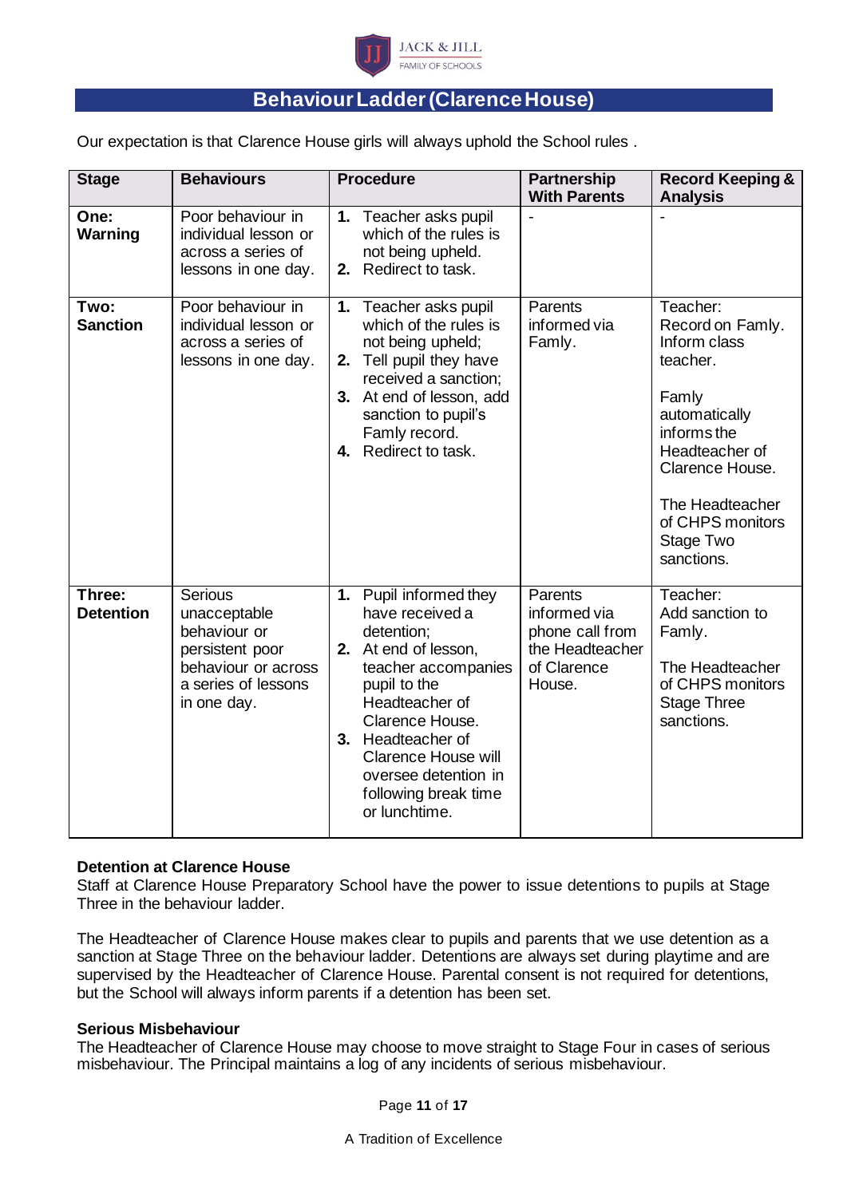# Behaviour Ladder (Clarence House)

Our expectation is that Clarence House girls will always uphold the School rules .

| Stage | Behaviours | Procedure | Partnership With Parents | Record Keeping & Analysis |
|---|---|---|---|---|
| **One: Warning** | Poor behaviour in individual lesson or across a series of lessons in one day. | **1.** Teacher asks pupil which of the rules is not being upheld. **2.** Redirect to task. | - | - |
| **Two: Sanction** | Poor behaviour in individual lesson or across a series of lessons in one day. | **1.** Teacher asks pupil which of the rules is not being upheld; **2.** Tell pupil they have received a sanction; **3.** At end of lesson, add sanction to pupil's Famly record. **4.** Redirect to task. | Parents informed via Famly. | Teacher: Record on Famly. Inform class teacher. Famly automatically informs the Headteacher of Clarence House. The Headteacher of CHPS monitors Stage Two sanctions. |
| **Three: Detention** | Serious unacceptable behaviour or persistent poor behaviour or across a series of lessons in one day. | **1.** Pupil informed they have received a detention; **2.** At end of lesson, teacher accompanies pupil to the Headteacher of Clarence House. **3.** Headteacher of Clarence House will oversee detention in following break time or lunchtime. | Parents informed via phone call from the Headteacher of Clarence House. | Teacher: Add sanction to Famly. The Headteacher of CHPS monitors Stage Three sanctions. |

**Detention at Clarence House**

Staff at Clarence House Preparatory School have the power to issue detentions to pupils at Stage Three in the behaviour ladder.

The Headteacher of Clarence House makes clear to pupils and parents that we use detention as a sanction at Stage Three on the behaviour ladder. Detentions are always set during playtime and are supervised by the Headteacher of Clarence House. Parental consent is not required for detentions, but the School will always inform parents if a detention has been set.

**Serious Misbehaviour**

The Headteacher of Clarence House may choose to move straight to Stage Four in cases of serious misbehaviour. The Principal maintains a log of any incidents of serious misbehaviour.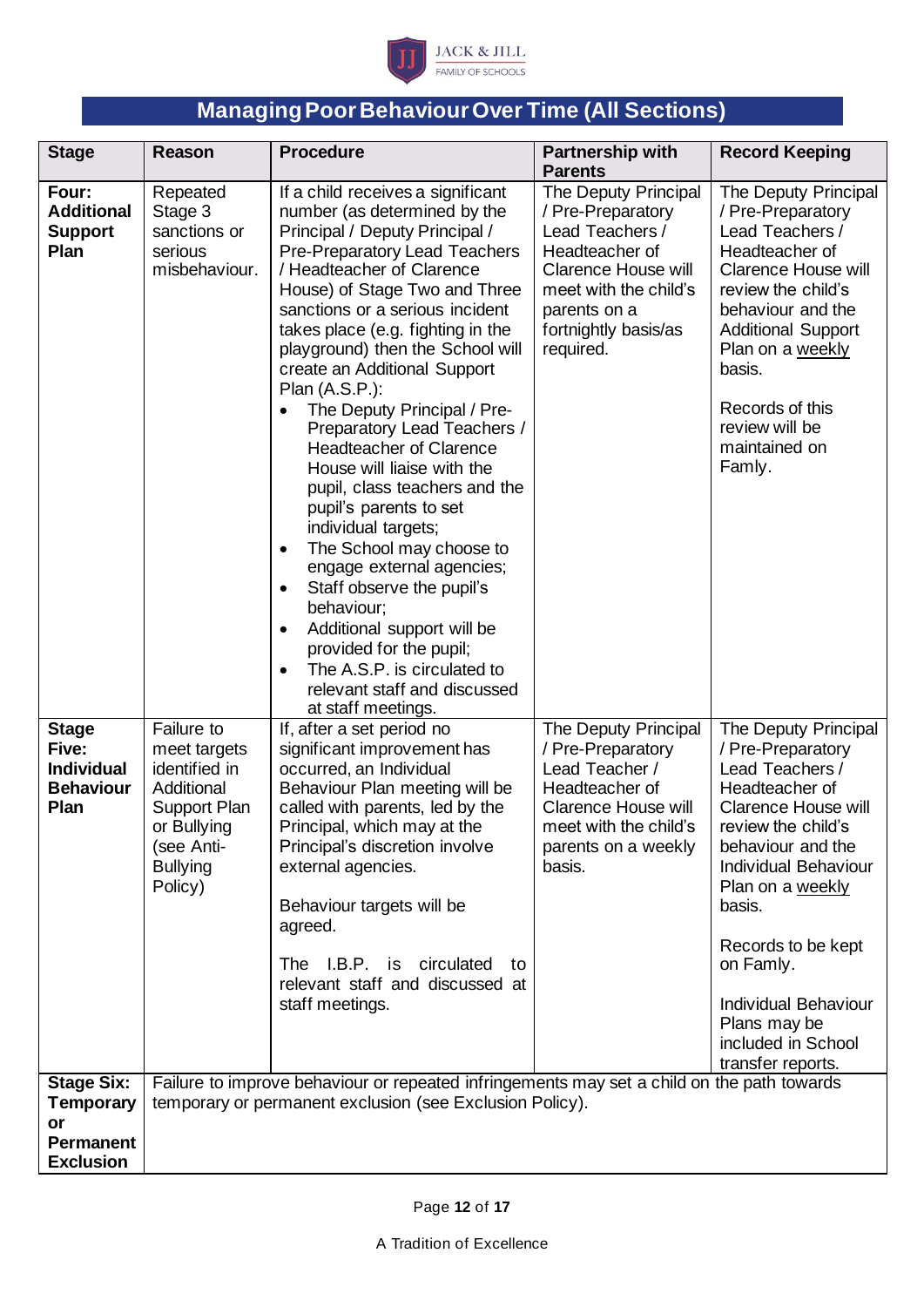# Managing Poor Behaviour Over Time (All Sections)

| Stage | Reason | Procedure | Partnership with Parents | Record Keeping |
|---|---|---|---|---|
| **Four: Additional Support Plan** | Repeated Stage 3 sanctions or serious misbehaviour. | If a child receives a significant number (as determined by the Principal / Deputy Principal / Pre-Preparatory Lead Teachers / Headteacher of Clarence House) of Stage Two and Three sanctions or a serious incident takes place (e.g. fighting in the playground) then the School will create an Additional Support Plan (A.S.P.):<br>• The Deputy Principal / Pre-Preparatory Lead Teachers / Headteacher of Clarence House will liaise with the pupil, class teachers and the pupil's parents to set individual targets;<br>• The School may choose to engage external agencies;<br>• Staff observe the pupil's behaviour;<br>• Additional support will be provided for the pupil;<br>• The A.S.P. is circulated to relevant staff and discussed at staff meetings. | The Deputy Principal / Pre-Preparatory Lead Teachers / Headteacher of Clarence House will meet with the child's parents on a fortnightly basis/as required. | The Deputy Principal / Pre-Preparatory Lead Teachers / Headteacher of Clarence House will review the child's behaviour and the Additional Support Plan on a <u>weekly</u> basis.<br><br>Records of this review will be maintained on Famly. |
| **Stage Five: Individual Behaviour Plan** | Failure to meet targets identified in Additional Support Plan or Bullying (see Anti-Bullying Policy) | If, after a set period no significant improvement has occurred, an Individual Behaviour Plan meeting will be called with parents, led by the Principal, which may at the Principal's discretion involve external agencies.<br><br>Behaviour targets will be agreed.<br><br>The I.B.P. is circulated to relevant staff and discussed at staff meetings. | The Deputy Principal / Pre-Preparatory Lead Teacher / Headteacher of Clarence House will meet with the child's parents on a weekly basis. | The Deputy Principal / Pre-Preparatory Lead Teachers / Headteacher of Clarence House will review the child's behaviour and the Individual Behaviour Plan on a <u>weekly</u> basis.<br><br>Records to be kept on Famly.<br><br>Individual Behaviour Plans may be included in School transfer reports. |
| **Stage Six: Temporary or Permanent Exclusion** | Failure to improve behaviour or repeated infringements may set a child on the path towards temporary or permanent exclusion (see Exclusion Policy). | | | |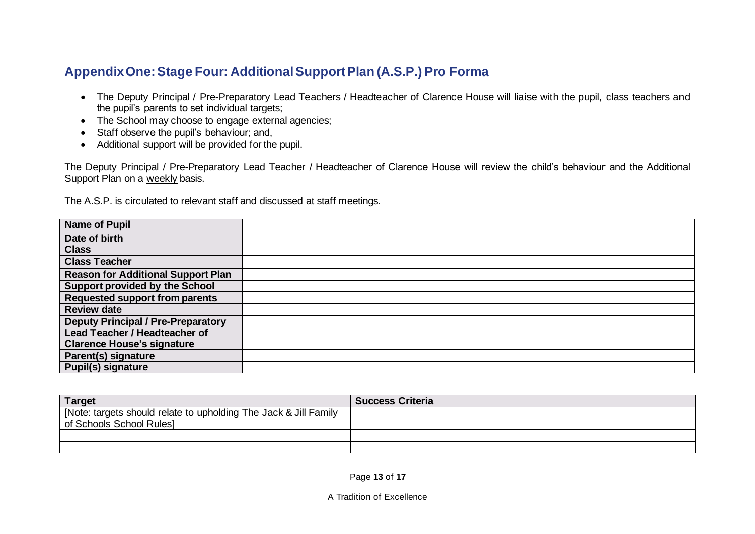## Appendix One: Stage Four: Additional Support Plan (A.S.P.) Pro Forma

- The Deputy Principal / Pre-Preparatory Lead Teachers / Headteacher of Clarence House will liaise with the pupil, class teachers and the pupil's parents to set individual targets;
- The School may choose to engage external agencies;
- Staff observe the pupil's behaviour; and,
- Additional support will be provided for the pupil.

The Deputy Principal / Pre-Preparatory Lead Teacher / Headteacher of Clarence House will review the child's behaviour and the Additional Support Plan on a <u>weekly</u> basis.

The A.S.P. is circulated to relevant staff and discussed at staff meetings.

| **Name of Pupil** | |
|---|---|
| **Date of birth** | |
| **Class** | |
| **Class Teacher** | |
| **Reason for Additional Support Plan** | |
| **Support provided by the School** | |
| **Requested support from parents** | |
| **Review date** | |
| **Deputy Principal / Pre-Preparatory Lead Teacher / Headteacher of Clarence House's signature** | |
| **Parent(s) signature** | |
| **Pupil(s) signature** | |

| **Target** | **Success Criteria** |
|---|---|
| [Note: targets should relate to upholding The Jack & Jill Family of Schools School Rules] | |
| | |
| | |

A Tradition of Excellence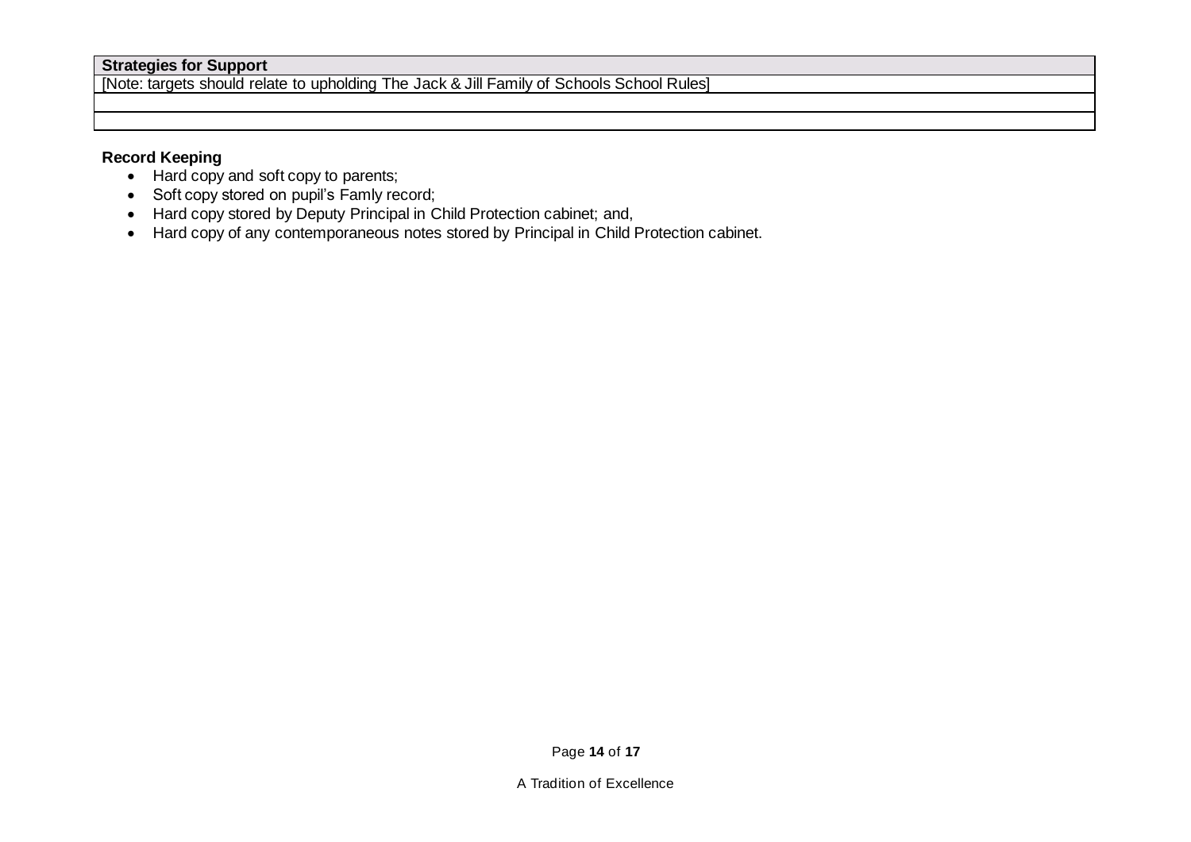| **Strategies for Support** |
| --- |
| [Note: targets should relate to upholding The Jack & Jill Family of Schools School Rules] |
| |
| |

**Record Keeping**

- Hard copy and soft copy to parents;
- Soft copy stored on pupil's Famly record;
- Hard copy stored by Deputy Principal in Child Protection cabinet; and,
- Hard copy of any contemporaneous notes stored by Principal in Child Protection cabinet.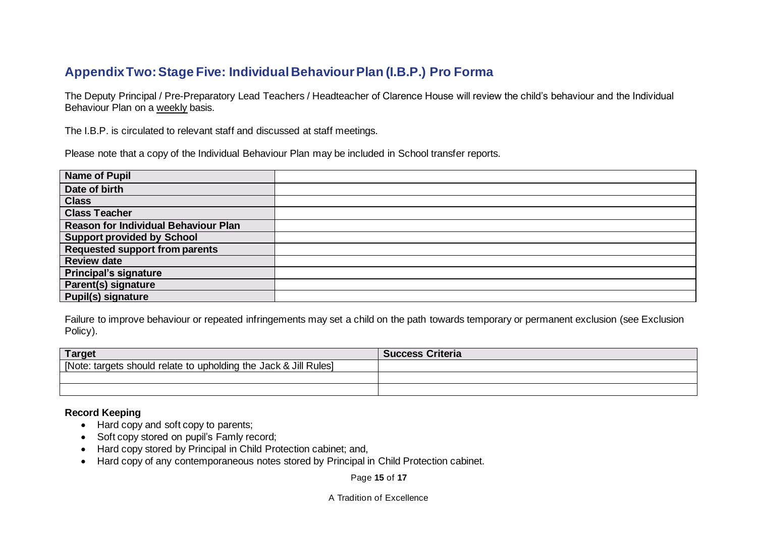## Appendix Two: Stage Five: Individual Behaviour Plan (I.B.P.) Pro Forma

The Deputy Principal / Pre-Preparatory Lead Teachers / Headteacher of Clarence House will review the child's behaviour and the Individual Behaviour Plan on a weekly basis.

The I.B.P. is circulated to relevant staff and discussed at staff meetings.

Please note that a copy of the Individual Behaviour Plan may be included in School transfer reports.

| | |
|---|---|
| **Name of Pupil** | |
| **Date of birth** | |
| **Class** | |
| **Class Teacher** | |
| **Reason for Individual Behaviour Plan** | |
| **Support provided by School** | |
| **Requested support from parents** | |
| **Review date** | |
| **Principal's signature** | |
| **Parent(s) signature** | |
| **Pupil(s) signature** | |

Failure to improve behaviour or repeated infringements may set a child on the path towards temporary or permanent exclusion (see Exclusion Policy).

| **Target** | **Success Criteria** |
|---|---|
| [Note: targets should relate to upholding the Jack & Jill Rules] | |
| | |
| | |

**Record Keeping**

- Hard copy and soft copy to parents;
- Soft copy stored on pupil's Famly record;
- Hard copy stored by Principal in Child Protection cabinet; and,
- Hard copy of any contemporaneous notes stored by Principal in Child Protection cabinet.

A Tradition of Excellence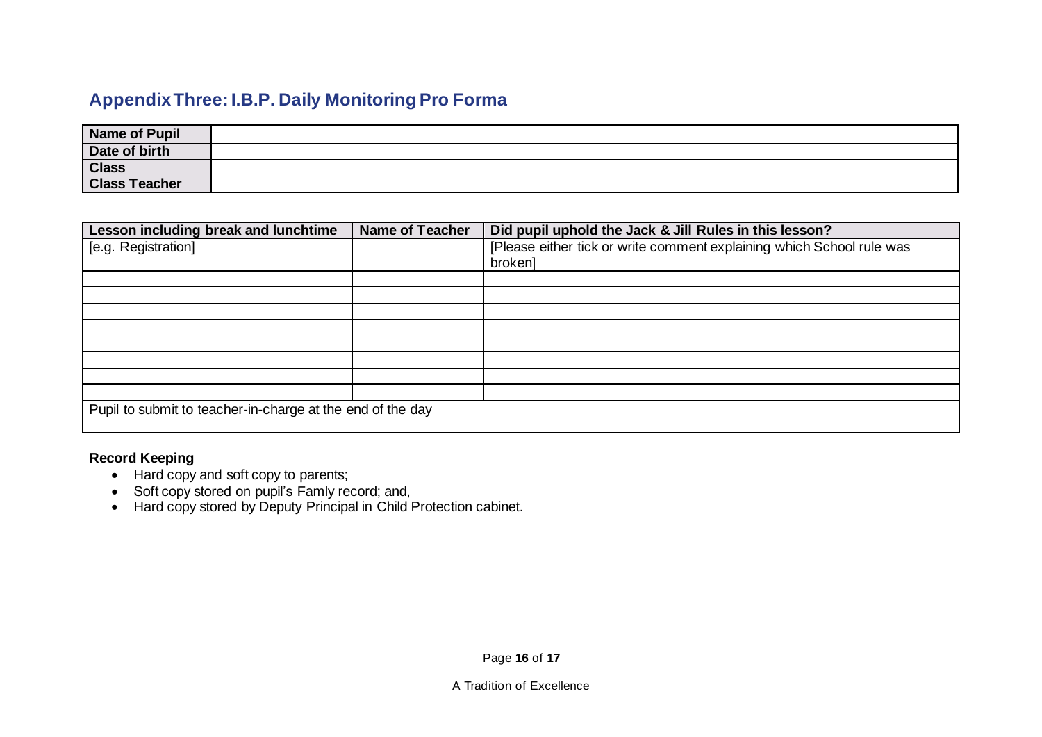## Appendix Three: I.B.P. Daily Monitoring Pro Forma

| **Name of Pupil** | |
|---|---|
| **Date of birth** | |
| **Class** | |
| **Class Teacher** | |

| **Lesson including break and lunchtime** | **Name of Teacher** | **Did pupil uphold the Jack & Jill Rules in this lesson?** |
|---|---|---|
| [e.g. Registration] | | [Please either tick or write comment explaining which School rule was broken] |
| | | |
| | | |
| | | |
| | | |
| | | |
| | | |
| | | |
| | | |
| Pupil to submit to teacher-in-charge at the end of the day | | |

**Record Keeping**

- Hard copy and soft copy to parents;
- Soft copy stored on pupil's Famly record; and,
- Hard copy stored by Deputy Principal in Child Protection cabinet.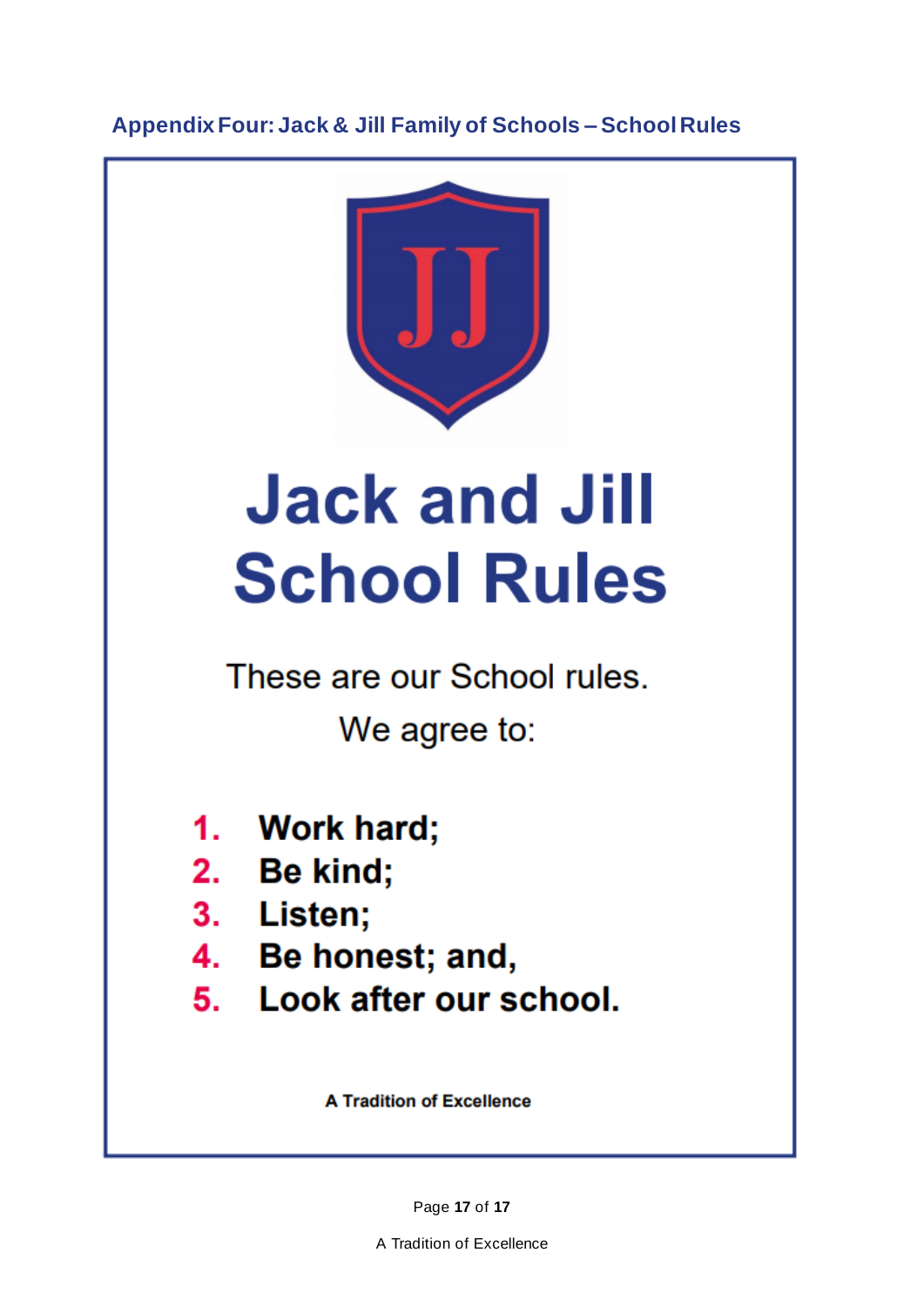## Appendix Four: Jack & Jill Family of Schools – School Rules

# Jack and Jill School Rules

These are our School rules.

We agree to:

1. **Work hard;**
2. **Be kind;**
3. **Listen;**
4. **Be honest; and,**
5. **Look after our school.**

**A Tradition of Excellence**